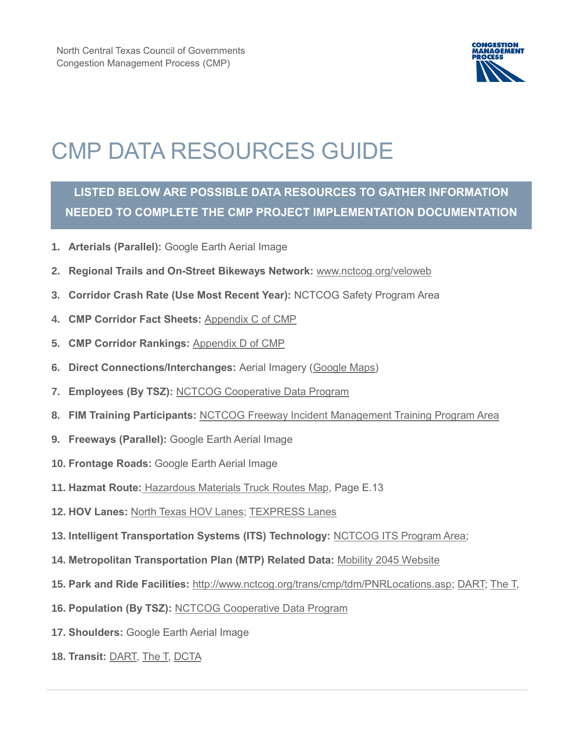North Central Texas Council of Governments
Congestion Management Process (CMP)

# CMP DATA RESOURCES GUIDE

**LISTED BELOW ARE POSSIBLE DATA RESOURCES TO GATHER INFORMATION NEEDED TO COMPLETE THE CMP PROJECT IMPLEMENTATION DOCUMENTATION**

1. **Arterials (Parallel):** Google Earth Aerial Image
2. **Regional Trails and On-Street Bikeways Network:** www.nctcog.org/veloweb
3. **Corridor Crash Rate (Use Most Recent Year):** NCTCOG Safety Program Area
4. **CMP Corridor Fact Sheets:** Appendix C of CMP
5. **CMP Corridor Rankings:** Appendix D of CMP
6. **Direct Connections/Interchanges:** Aerial Imagery (Google Maps)
7. **Employees (By TSZ):** NCTCOG Cooperative Data Program
8. **FIM Training Participants:** NCTCOG Freeway Incident Management Training Program Area
9. **Freeways (Parallel):** Google Earth Aerial Image
10. **Frontage Roads:** Google Earth Aerial Image
11. **Hazmat Route:** Hazardous Materials Truck Routes Map, Page E.13
12. **HOV Lanes:** North Texas HOV Lanes; TEXPRESS Lanes
13. **Intelligent Transportation Systems (ITS) Technology:** NCTCOG ITS Program Area;
14. **Metropolitan Transportation Plan (MTP) Related Data:** Mobility 2045 Website
15. **Park and Ride Facilities:** http://www.nctcog.org/trans/cmp/tdm/PNRLocations.asp; DART; The T,
16. **Population (By TSZ):** NCTCOG Cooperative Data Program
17. **Shoulders:** Google Earth Aerial Image
18. **Transit:** DART, The T, DCTA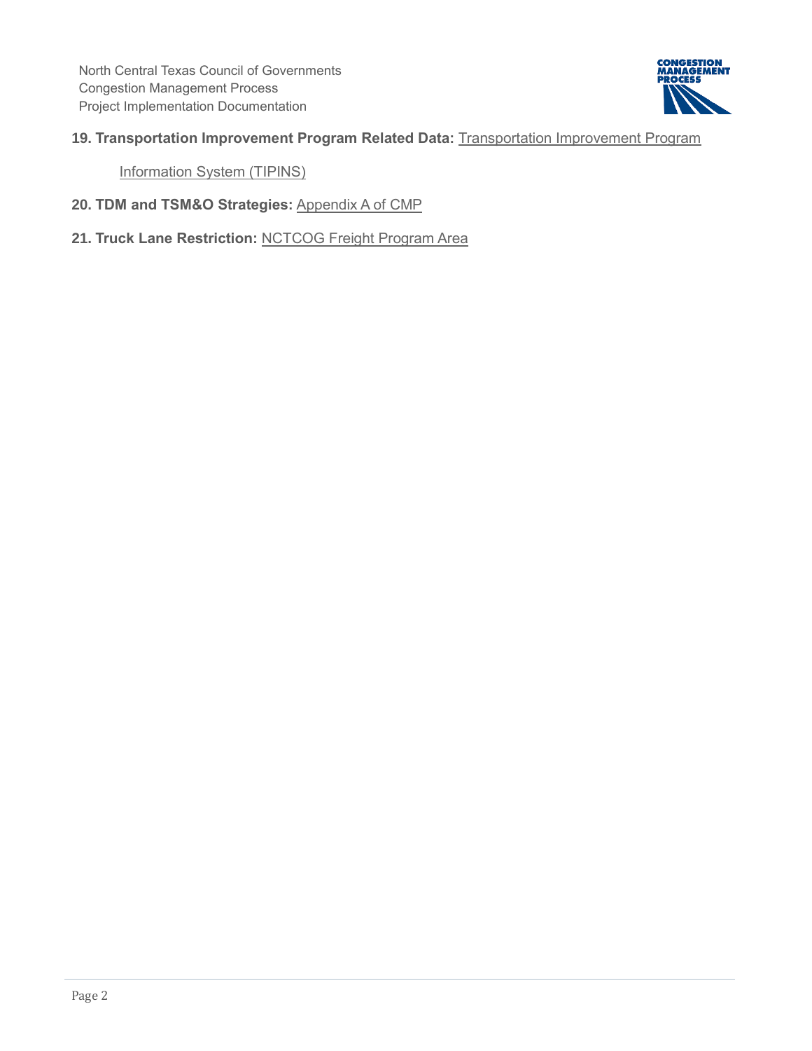**19. Transportation Improvement Program Related Data:** Transportation Improvement Program Information System (TIPINS)

**20. TDM and TSM&O Strategies:** Appendix A of CMP

**21. Truck Lane Restriction:** NCTCOG Freight Program Area